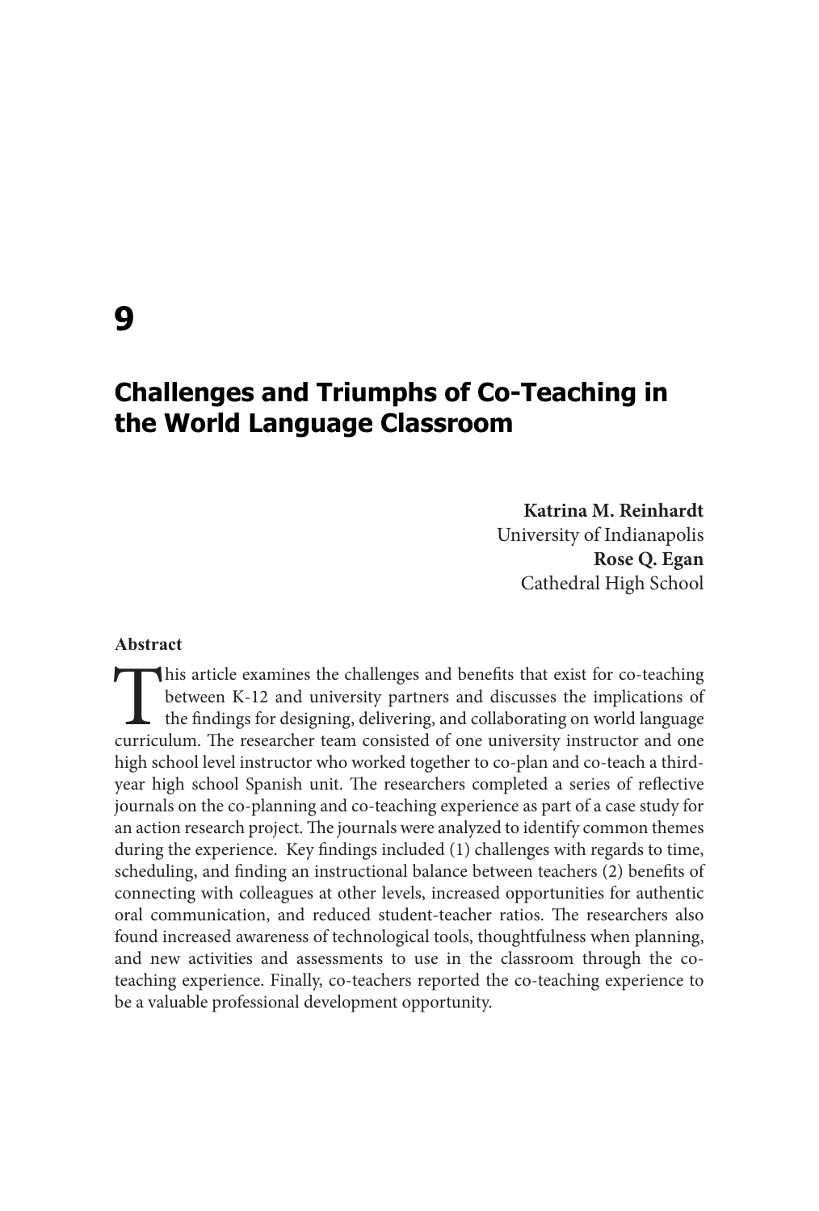# 9

## Challenges and Triumphs of Co-Teaching in the World Language Classroom

**Katrina M. Reinhardt**
University of Indianapolis
**Rose Q. Egan**
Cathedral High School

**Abstract**

This article examines the challenges and benefits that exist for co-teaching between K-12 and university partners and discusses the implications of the findings for designing, delivering, and collaborating on world language curriculum. The researcher team consisted of one university instructor and one high school level instructor who worked together to co-plan and co-teach a third-year high school Spanish unit. The researchers completed a series of reflective journals on the co-planning and co-teaching experience as part of a case study for an action research project. The journals were analyzed to identify common themes during the experience. Key findings included (1) challenges with regards to time, scheduling, and finding an instructional balance between teachers (2) benefits of connecting with colleagues at other levels, increased opportunities for authentic oral communication, and reduced student-teacher ratios. The researchers also found increased awareness of technological tools, thoughtfulness when planning, and new activities and assessments to use in the classroom through the co-teaching experience. Finally, co-teachers reported the co-teaching experience to be a valuable professional development opportunity.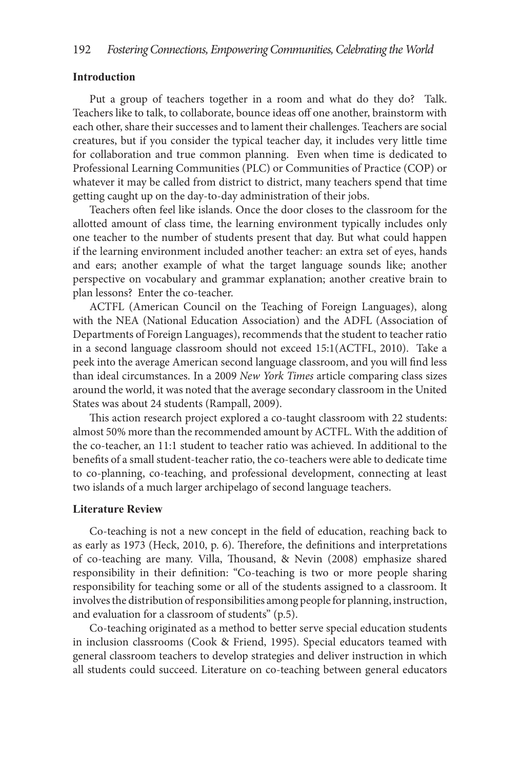## Introduction

Put a group of teachers together in a room and what do they do? Talk. Teachers like to talk, to collaborate, bounce ideas off one another, brainstorm with each other, share their successes and to lament their challenges. Teachers are social creatures, but if you consider the typical teacher day, it includes very little time for collaboration and true common planning. Even when time is dedicated to Professional Learning Communities (PLC) or Communities of Practice (COP) or whatever it may be called from district to district, many teachers spend that time getting caught up on the day-to-day administration of their jobs.

Teachers often feel like islands. Once the door closes to the classroom for the allotted amount of class time, the learning environment typically includes only one teacher to the number of students present that day. But what could happen if the learning environment included another teacher: an extra set of eyes, hands and ears; another example of what the target language sounds like; another perspective on vocabulary and grammar explanation; another creative brain to plan lessons? Enter the co-teacher.

ACTFL (American Council on the Teaching of Foreign Languages), along with the NEA (National Education Association) and the ADFL (Association of Departments of Foreign Languages), recommends that the student to teacher ratio in a second language classroom should not exceed 15:1(ACTFL, 2010). Take a peek into the average American second language classroom, and you will find less than ideal circumstances. In a 2009 *New York Times* article comparing class sizes around the world, it was noted that the average secondary classroom in the United States was about 24 students (Rampall, 2009).

This action research project explored a co-taught classroom with 22 students: almost 50% more than the recommended amount by ACTFL. With the addition of the co-teacher, an 11:1 student to teacher ratio was achieved. In additional to the benefits of a small student-teacher ratio, the co-teachers were able to dedicate time to co-planning, co-teaching, and professional development, connecting at least two islands of a much larger archipelago of second language teachers.

## Literature Review

Co-teaching is not a new concept in the field of education, reaching back to as early as 1973 (Heck, 2010, p. 6). Therefore, the definitions and interpretations of co-teaching are many. Villa, Thousand, & Nevin (2008) emphasize shared responsibility in their definition: "Co-teaching is two or more people sharing responsibility for teaching some or all of the students assigned to a classroom. It involves the distribution of responsibilities among people for planning, instruction, and evaluation for a classroom of students" (p.5).

Co-teaching originated as a method to better serve special education students in inclusion classrooms (Cook & Friend, 1995). Special educators teamed with general classroom teachers to develop strategies and deliver instruction in which all students could succeed. Literature on co-teaching between general educators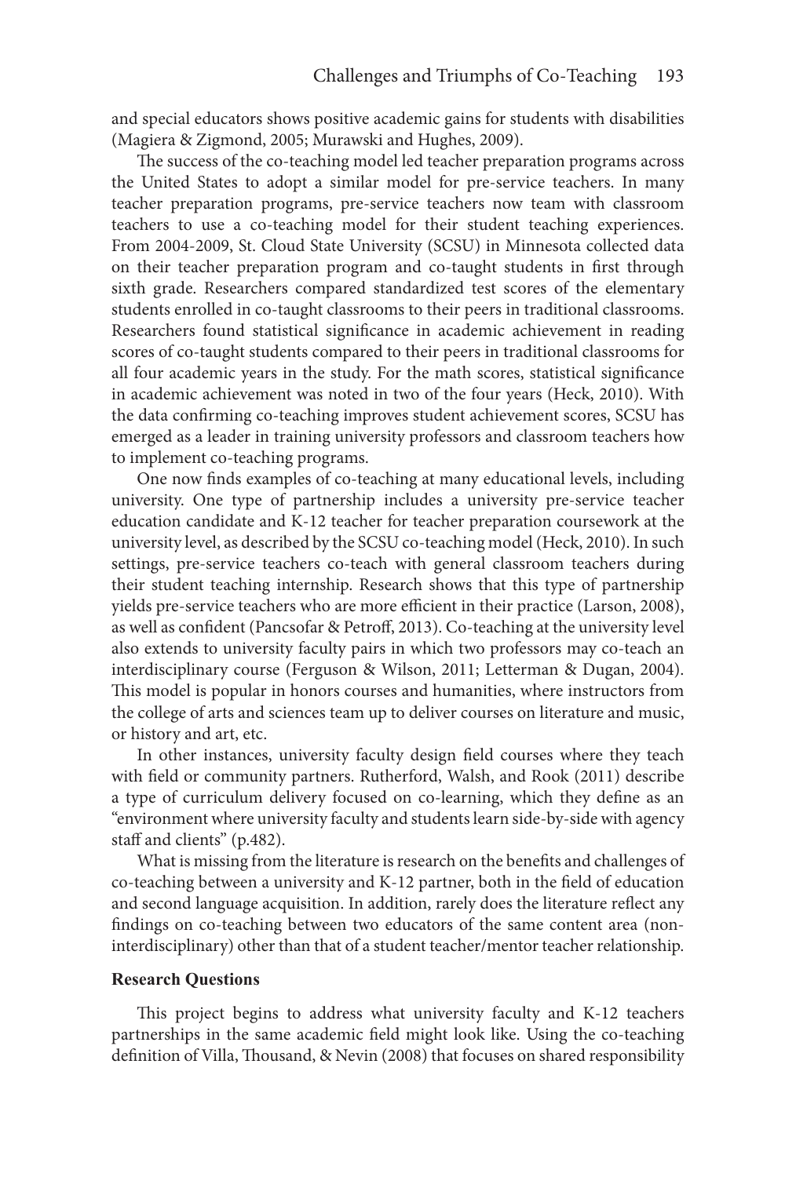and special educators shows positive academic gains for students with disabilities (Magiera & Zigmond, 2005; Murawski and Hughes, 2009).

The success of the co-teaching model led teacher preparation programs across the United States to adopt a similar model for pre-service teachers. In many teacher preparation programs, pre-service teachers now team with classroom teachers to use a co-teaching model for their student teaching experiences. From 2004-2009, St. Cloud State University (SCSU) in Minnesota collected data on their teacher preparation program and co-taught students in first through sixth grade. Researchers compared standardized test scores of the elementary students enrolled in co-taught classrooms to their peers in traditional classrooms. Researchers found statistical significance in academic achievement in reading scores of co-taught students compared to their peers in traditional classrooms for all four academic years in the study. For the math scores, statistical significance in academic achievement was noted in two of the four years (Heck, 2010). With the data confirming co-teaching improves student achievement scores, SCSU has emerged as a leader in training university professors and classroom teachers how to implement co-teaching programs.

One now finds examples of co-teaching at many educational levels, including university. One type of partnership includes a university pre-service teacher education candidate and K-12 teacher for teacher preparation coursework at the university level, as described by the SCSU co-teaching model (Heck, 2010). In such settings, pre-service teachers co-teach with general classroom teachers during their student teaching internship. Research shows that this type of partnership yields pre-service teachers who are more efficient in their practice (Larson, 2008), as well as confident (Pancsofar & Petroff, 2013). Co-teaching at the university level also extends to university faculty pairs in which two professors may co-teach an interdisciplinary course (Ferguson & Wilson, 2011; Letterman & Dugan, 2004). This model is popular in honors courses and humanities, where instructors from the college of arts and sciences team up to deliver courses on literature and music, or history and art, etc.

In other instances, university faculty design field courses where they teach with field or community partners. Rutherford, Walsh, and Rook (2011) describe a type of curriculum delivery focused on co-learning, which they define as an "environment where university faculty and students learn side-by-side with agency staff and clients" (p.482).

What is missing from the literature is research on the benefits and challenges of co-teaching between a university and K-12 partner, both in the field of education and second language acquisition. In addition, rarely does the literature reflect any findings on co-teaching between two educators of the same content area (non-interdisciplinary) other than that of a student teacher/mentor teacher relationship.

## Research Questions

This project begins to address what university faculty and K-12 teachers partnerships in the same academic field might look like. Using the co-teaching definition of Villa, Thousand, & Nevin (2008) that focuses on shared responsibility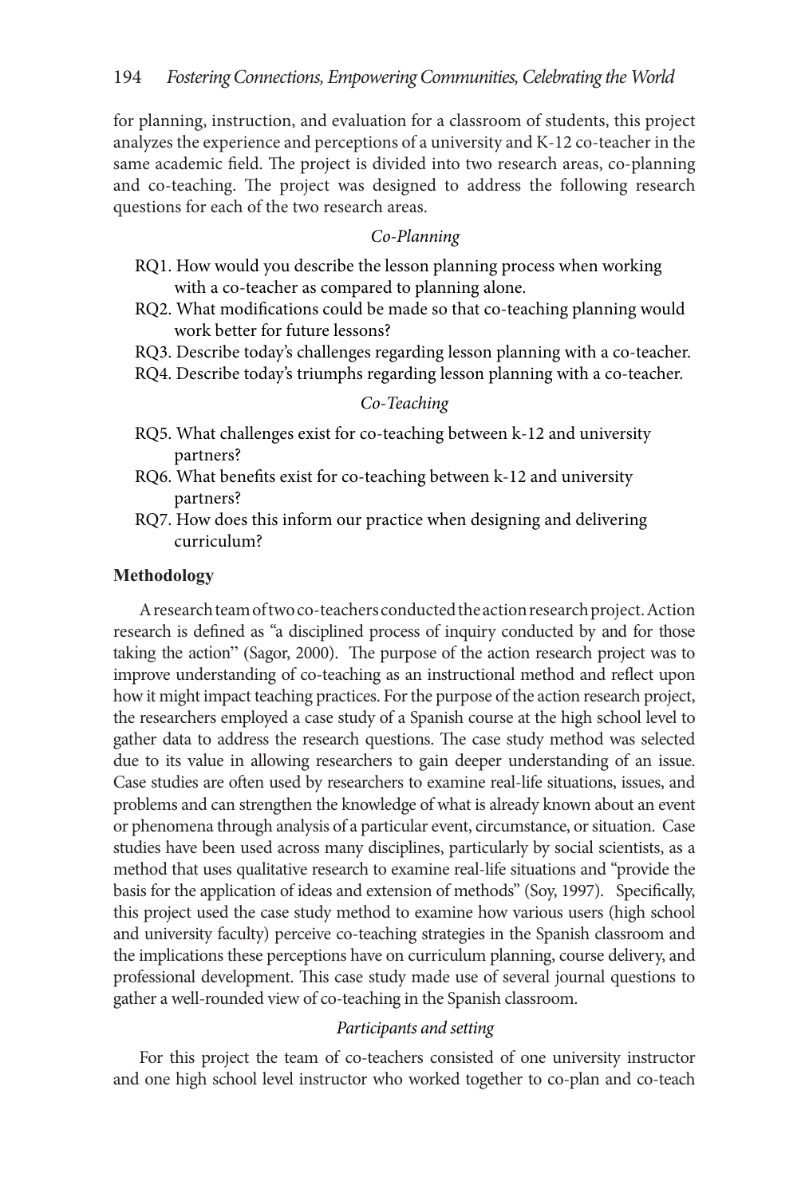for planning, instruction, and evaluation for a classroom of students, this project analyzes the experience and perceptions of a university and K-12 co-teacher in the same academic field. The project is divided into two research areas, co-planning and co-teaching. The project was designed to address the following research questions for each of the two research areas.

*Co-Planning*

RQ1. How would you describe the lesson planning process when working with a co-teacher as compared to planning alone.
RQ2. What modifications could be made so that co-teaching planning would work better for future lessons?
RQ3. Describe today's challenges regarding lesson planning with a co-teacher.
RQ4. Describe today's triumphs regarding lesson planning with a co-teacher.

*Co-Teaching*

RQ5. What challenges exist for co-teaching between k-12 and university partners?
RQ6. What benefits exist for co-teaching between k-12 and university partners?
RQ7. How does this inform our practice when designing and delivering curriculum?

### Methodology

A research team of two co-teachers conducted the action research project. Action research is defined as "a disciplined process of inquiry conducted by and for those taking the action" (Sagor, 2000). The purpose of the action research project was to improve understanding of co-teaching as an instructional method and reflect upon how it might impact teaching practices. For the purpose of the action research project, the researchers employed a case study of a Spanish course at the high school level to gather data to address the research questions. The case study method was selected due to its value in allowing researchers to gain deeper understanding of an issue. Case studies are often used by researchers to examine real-life situations, issues, and problems and can strengthen the knowledge of what is already known about an event or phenomena through analysis of a particular event, circumstance, or situation. Case studies have been used across many disciplines, particularly by social scientists, as a method that uses qualitative research to examine real-life situations and "provide the basis for the application of ideas and extension of methods" (Soy, 1997). Specifically, this project used the case study method to examine how various users (high school and university faculty) perceive co-teaching strategies in the Spanish classroom and the implications these perceptions have on curriculum planning, course delivery, and professional development. This case study made use of several journal questions to gather a well-rounded view of co-teaching in the Spanish classroom.

*Participants and setting*

For this project the team of co-teachers consisted of one university instructor and one high school level instructor who worked together to co-plan and co-teach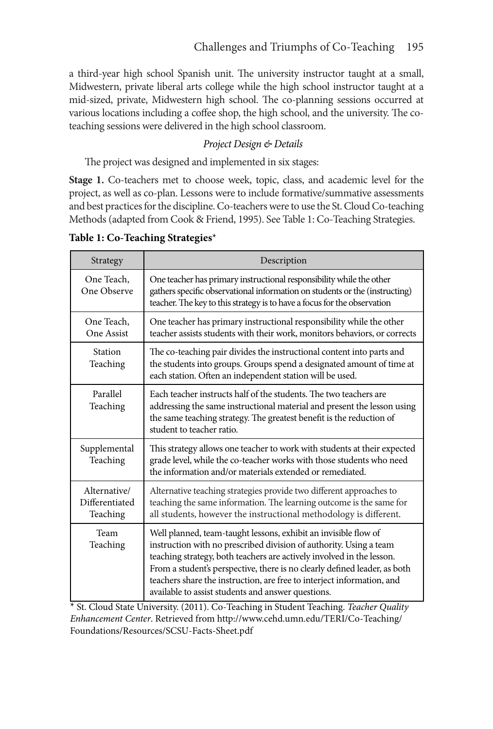a third-year high school Spanish unit. The university instructor taught at a small, Midwestern, private liberal arts college while the high school instructor taught at a mid-sized, private, Midwestern high school. The co-planning sessions occurred at various locations including a coffee shop, the high school, and the university. The co-teaching sessions were delivered in the high school classroom.

*Project Design & Details*

The project was designed and implemented in six stages:

**Stage 1.** Co-teachers met to choose week, topic, class, and academic level for the project, as well as co-plan. Lessons were to include formative/summative assessments and best practices for the discipline. Co-teachers were to use the St. Cloud Co-teaching Methods (adapted from Cook & Friend, 1995). See Table 1: Co-Teaching Strategies.

**Table 1: Co-Teaching Strategies***

| Strategy | Description |
|---|---|
| One Teach, One Observe | One teacher has primary instructional responsibility while the other gathers specific observational information on students or the (instructing) teacher. The key to this strategy is to have a focus for the observation |
| One Teach, One Assist | One teacher has primary instructional responsibility while the other teacher assists students with their work, monitors behaviors, or corrects |
| Station Teaching | The co-teaching pair divides the instructional content into parts and the students into groups. Groups spend a designated amount of time at each station. Often an independent station will be used. |
| Parallel Teaching | Each teacher instructs half of the students. The two teachers are addressing the same instructional material and present the lesson using the same teaching strategy. The greatest benefit is the reduction of student to teacher ratio. |
| Supplemental Teaching | This strategy allows one teacher to work with students at their expected grade level, while the co-teacher works with those students who need the information and/or materials extended or remediated. |
| Alternative/ Differentiated Teaching | Alternative teaching strategies provide two different approaches to teaching the same information. The learning outcome is the same for all students, however the instructional methodology is different. |
| Team Teaching | Well planned, team-taught lessons, exhibit an invisible flow of instruction with no prescribed division of authority. Using a team teaching strategy, both teachers are actively involved in the lesson. From a student's perspective, there is no clearly defined leader, as both teachers share the instruction, are free to interject information, and available to assist students and answer questions. |

\* St. Cloud State University. (2011). Co-Teaching in Student Teaching. *Teacher Quality Enhancement Center*. Retrieved from http://www.cehd.umn.edu/TERI/Co-Teaching/Foundations/Resources/SCSU-Facts-Sheet.pdf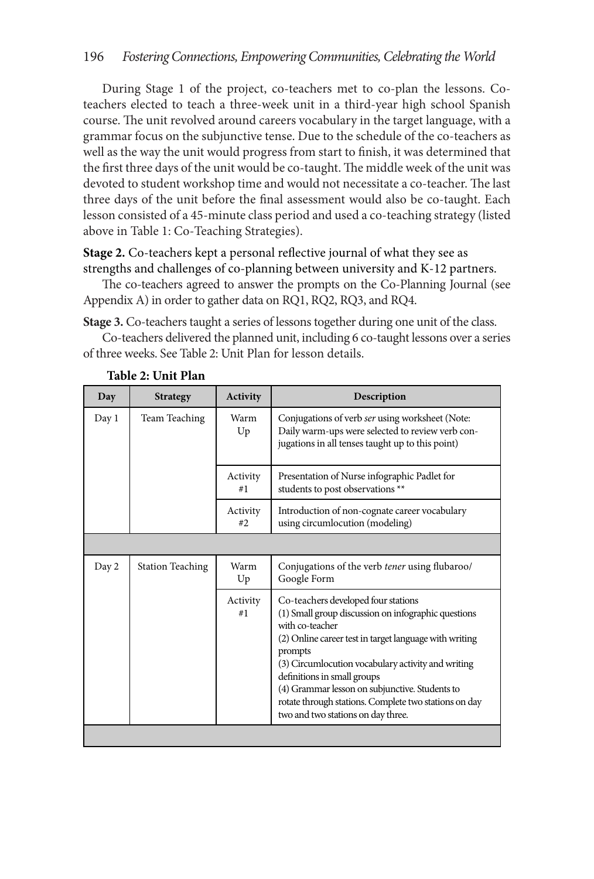During Stage 1 of the project, co-teachers met to co-plan the lessons. Co-teachers elected to teach a three-week unit in a third-year high school Spanish course. The unit revolved around careers vocabulary in the target language, with a grammar focus on the subjunctive tense. Due to the schedule of the co-teachers as well as the way the unit would progress from start to finish, it was determined that the first three days of the unit would be co-taught. The middle week of the unit was devoted to student workshop time and would not necessitate a co-teacher. The last three days of the unit before the final assessment would also be co-taught. Each lesson consisted of a 45-minute class period and used a co-teaching strategy (listed above in Table 1: Co-Teaching Strategies).

**Stage 2.** Co-teachers kept a personal reflective journal of what they see as strengths and challenges of co-planning between university and K-12 partners.

The co-teachers agreed to answer the prompts on the Co-Planning Journal (see Appendix A) in order to gather data on RQ1, RQ2, RQ3, and RQ4.

**Stage 3.** Co-teachers taught a series of lessons together during one unit of the class.

Co-teachers delivered the planned unit, including 6 co-taught lessons over a series of three weeks. See Table 2: Unit Plan for lesson details.

**Table 2: Unit Plan**

| Day | Strategy | Activity | Description |
|---|---|---|---|
| Day 1 | Team Teaching | Warm Up | Conjugations of verb *ser* using worksheet (Note: Daily warm-ups were selected to review verb conjugations in all tenses taught up to this point) |
| | | Activity #1 | Presentation of Nurse infographic Padlet for students to post observations ** |
| | | Activity #2 | Introduction of non-cognate career vocabulary using circumlocution (modeling) |
| | | | |
| Day 2 | Station Teaching | Warm Up | Conjugations of the verb *tener* using flubaroo/ Google Form |
| | | Activity #1 | Co-teachers developed four stations (1) Small group discussion on infographic questions with co-teacher (2) Online career test in target language with writing prompts (3) Circumlocution vocabulary activity and writing definitions in small groups (4) Grammar lesson on subjunctive. Students to rotate through stations. Complete two stations on day two and two stations on day three. |
| | | | |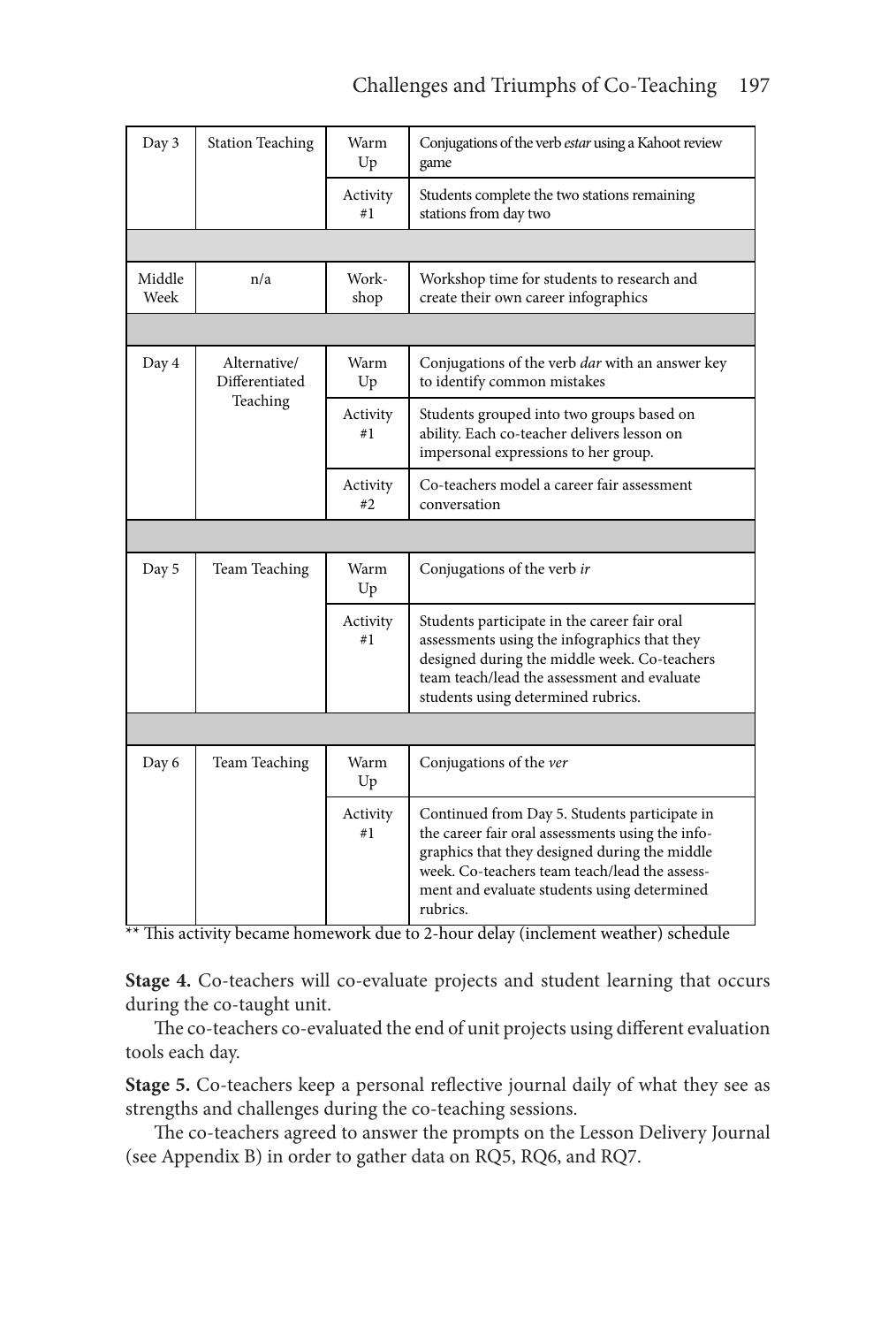| Day 3 | Station Teaching | Warm Up | Conjugations of the verb *estar* using a Kahoot review game |
|---|---|---|---|
| | | Activity #1 | Students complete the two stations remaining stations from day two |
| | | | |
| Middle Week | n/a | Work-shop | Workshop time for students to research and create their own career infographics |
| | | | |
| Day 4 | Alternative/ Differentiated Teaching | Warm Up | Conjugations of the verb *dar* with an answer key to identify common mistakes |
| | | Activity #1 | Students grouped into two groups based on ability. Each co-teacher delivers lesson on impersonal expressions to her group. |
| | | Activity #2 | Co-teachers model a career fair assessment conversation |
| | | | |
| Day 5 | Team Teaching | Warm Up | Conjugations of the verb *ir* |
| | | Activity #1 | Students participate in the career fair oral assessments using the infographics that they designed during the middle week. Co-teachers team teach/lead the assessment and evaluate students using determined rubrics. |
| | | | |
| Day 6 | Team Teaching | Warm Up | Conjugations of the *ver* |
| | | Activity #1 | Continued from Day 5. Students participate in the career fair oral assessments using the infographics that they designed during the middle week. Co-teachers team teach/lead the assessment and evaluate students using determined rubrics. |

** This activity became homework due to 2-hour delay (inclement weather) schedule

**Stage 4.** Co-teachers will co-evaluate projects and student learning that occurs during the co-taught unit.

The co-teachers co-evaluated the end of unit projects using different evaluation tools each day.

**Stage 5.** Co-teachers keep a personal reflective journal daily of what they see as strengths and challenges during the co-teaching sessions.

The co-teachers agreed to answer the prompts on the Lesson Delivery Journal (see Appendix B) in order to gather data on RQ5, RQ6, and RQ7.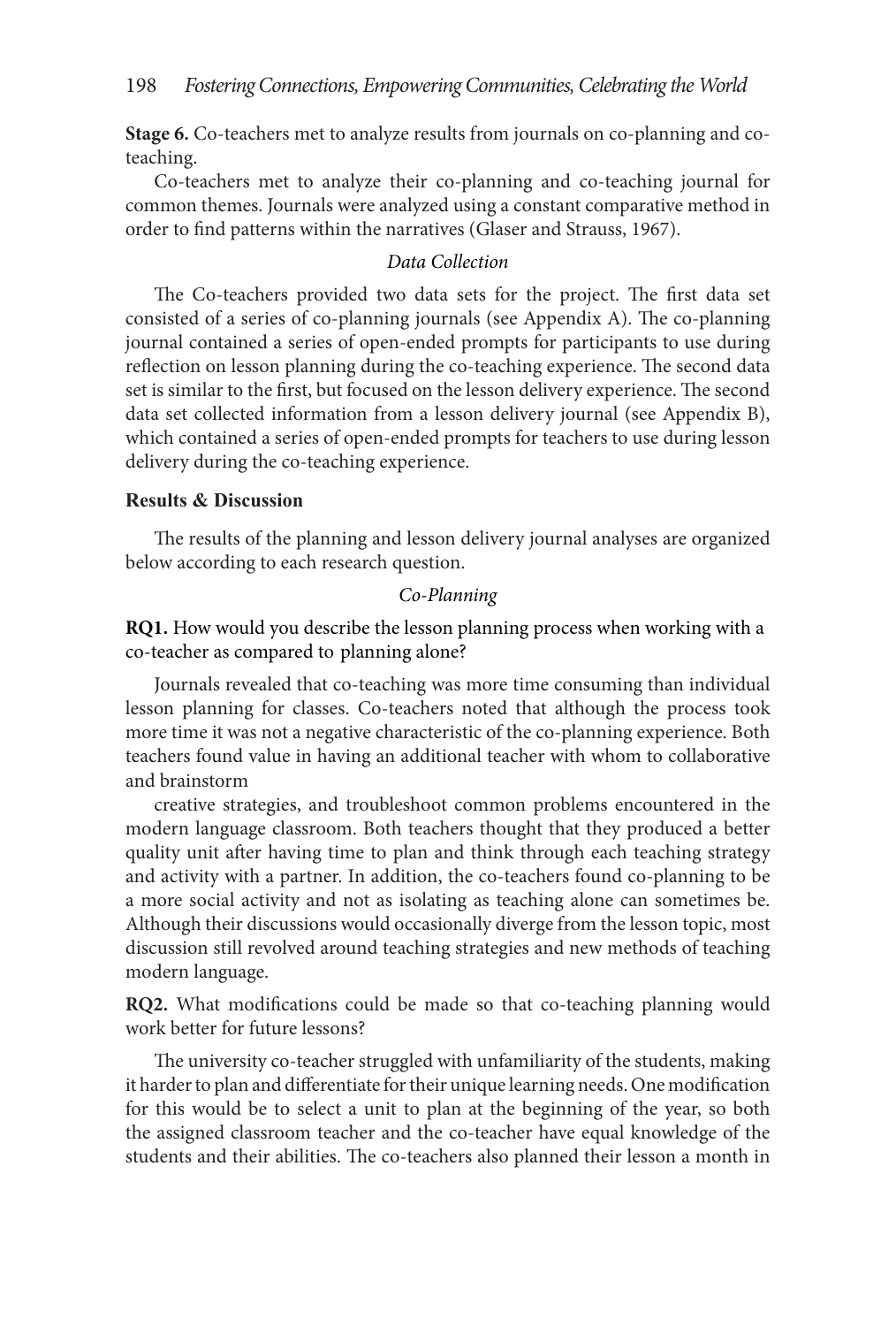**Stage 6.** Co-teachers met to analyze results from journals on co-planning and co-teaching.

Co-teachers met to analyze their co-planning and co-teaching journal for common themes. Journals were analyzed using a constant comparative method in order to find patterns within the narratives (Glaser and Strauss, 1967).

*Data Collection*

The Co-teachers provided two data sets for the project. The first data set consisted of a series of co-planning journals (see Appendix A). The co-planning journal contained a series of open-ended prompts for participants to use during reflection on lesson planning during the co-teaching experience. The second data set is similar to the first, but focused on the lesson delivery experience. The second data set collected information from a lesson delivery journal (see Appendix B), which contained a series of open-ended prompts for teachers to use during lesson delivery during the co-teaching experience.

## Results & Discussion

The results of the planning and lesson delivery journal analyses are organized below according to each research question.

*Co-Planning*

**RQ1.** How would you describe the lesson planning process when working with a co-teacher as compared to planning alone?

Journals revealed that co-teaching was more time consuming than individual lesson planning for classes. Co-teachers noted that although the process took more time it was not a negative characteristic of the co-planning experience. Both teachers found value in having an additional teacher with whom to collaborative and brainstorm

creative strategies, and troubleshoot common problems encountered in the modern language classroom. Both teachers thought that they produced a better quality unit after having time to plan and think through each teaching strategy and activity with a partner. In addition, the co-teachers found co-planning to be a more social activity and not as isolating as teaching alone can sometimes be. Although their discussions would occasionally diverge from the lesson topic, most discussion still revolved around teaching strategies and new methods of teaching modern language.

**RQ2.** What modifications could be made so that co-teaching planning would work better for future lessons?

The university co-teacher struggled with unfamiliarity of the students, making it harder to plan and differentiate for their unique learning needs. One modification for this would be to select a unit to plan at the beginning of the year, so both the assigned classroom teacher and the co-teacher have equal knowledge of the students and their abilities. The co-teachers also planned their lesson a month in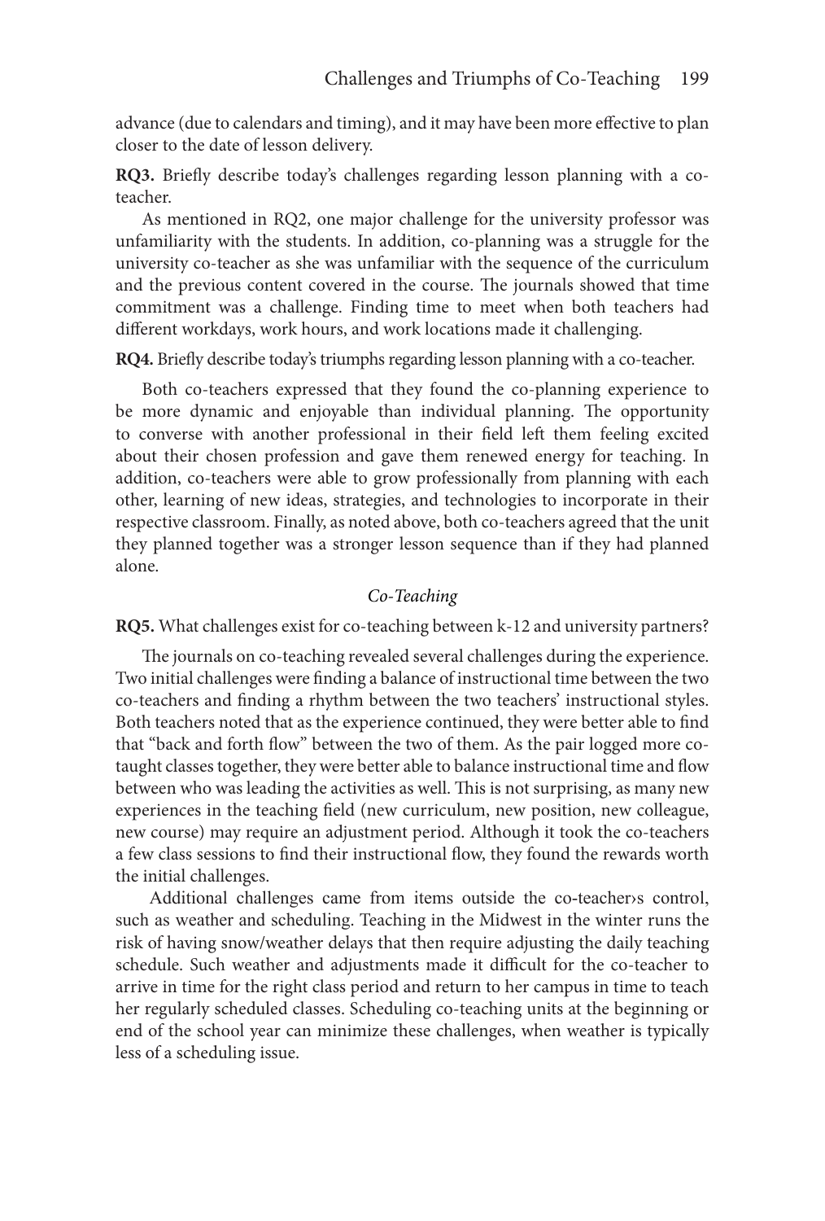advance (due to calendars and timing), and it may have been more effective to plan closer to the date of lesson delivery.

**RQ3.** Briefly describe today's challenges regarding lesson planning with a co-teacher.

As mentioned in RQ2, one major challenge for the university professor was unfamiliarity with the students. In addition, co-planning was a struggle for the university co-teacher as she was unfamiliar with the sequence of the curriculum and the previous content covered in the course. The journals showed that time commitment was a challenge. Finding time to meet when both teachers had different workdays, work hours, and work locations made it challenging.

**RQ4.** Briefly describe today's triumphs regarding lesson planning with a co-teacher.

Both co-teachers expressed that they found the co-planning experience to be more dynamic and enjoyable than individual planning. The opportunity to converse with another professional in their field left them feeling excited about their chosen profession and gave them renewed energy for teaching. In addition, co-teachers were able to grow professionally from planning with each other, learning of new ideas, strategies, and technologies to incorporate in their respective classroom. Finally, as noted above, both co-teachers agreed that the unit they planned together was a stronger lesson sequence than if they had planned alone.

### *Co-Teaching*

**RQ5.** What challenges exist for co-teaching between k-12 and university partners?

The journals on co-teaching revealed several challenges during the experience. Two initial challenges were finding a balance of instructional time between the two co-teachers and finding a rhythm between the two teachers' instructional styles. Both teachers noted that as the experience continued, they were better able to find that "back and forth flow" between the two of them. As the pair logged more co-taught classes together, they were better able to balance instructional time and flow between who was leading the activities as well. This is not surprising, as many new experiences in the teaching field (new curriculum, new position, new colleague, new course) may require an adjustment period. Although it took the co-teachers a few class sessions to find their instructional flow, they found the rewards worth the initial challenges.

Additional challenges came from items outside the co-teacher›s control, such as weather and scheduling. Teaching in the Midwest in the winter runs the risk of having snow/weather delays that then require adjusting the daily teaching schedule. Such weather and adjustments made it difficult for the co-teacher to arrive in time for the right class period and return to her campus in time to teach her regularly scheduled classes. Scheduling co-teaching units at the beginning or end of the school year can minimize these challenges, when weather is typically less of a scheduling issue.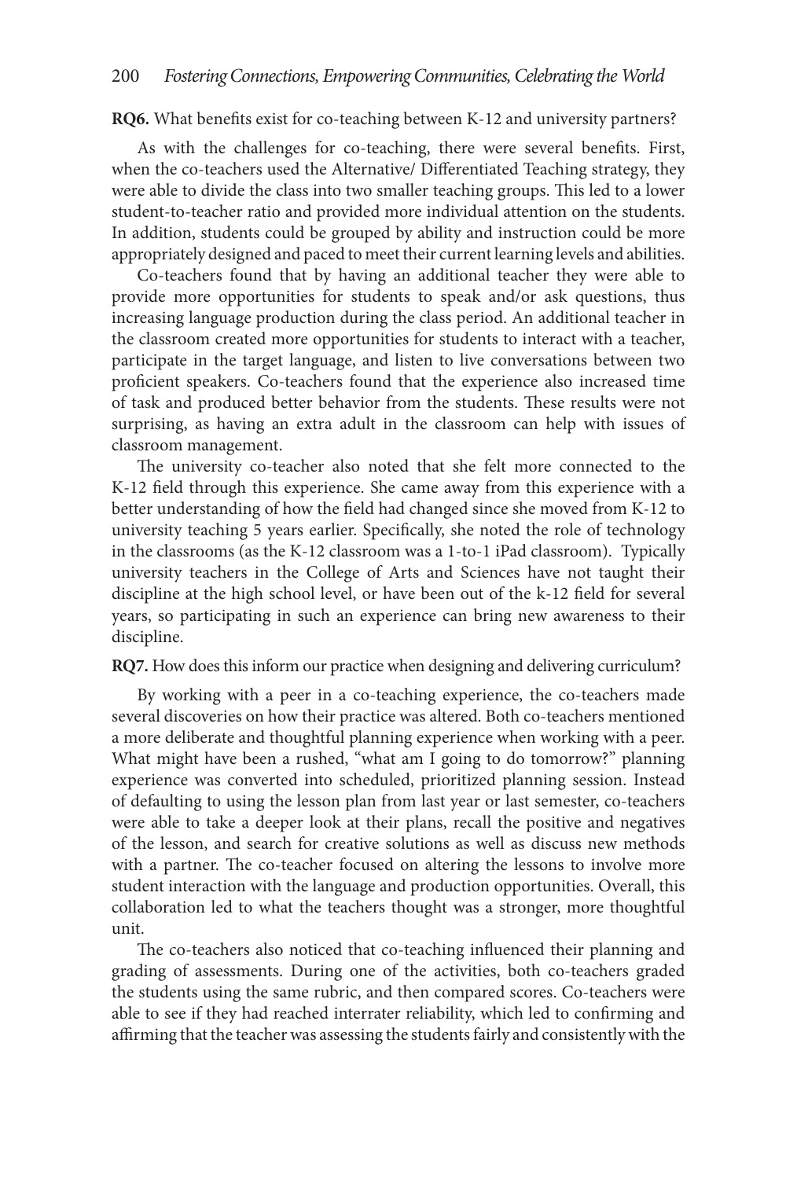**RQ6.** What benefits exist for co-teaching between K-12 and university partners?

As with the challenges for co-teaching, there were several benefits. First, when the co-teachers used the Alternative/ Differentiated Teaching strategy, they were able to divide the class into two smaller teaching groups. This led to a lower student-to-teacher ratio and provided more individual attention on the students. In addition, students could be grouped by ability and instruction could be more appropriately designed and paced to meet their current learning levels and abilities.

Co-teachers found that by having an additional teacher they were able to provide more opportunities for students to speak and/or ask questions, thus increasing language production during the class period. An additional teacher in the classroom created more opportunities for students to interact with a teacher, participate in the target language, and listen to live conversations between two proficient speakers. Co-teachers found that the experience also increased time of task and produced better behavior from the students. These results were not surprising, as having an extra adult in the classroom can help with issues of classroom management.

The university co-teacher also noted that she felt more connected to the K-12 field through this experience. She came away from this experience with a better understanding of how the field had changed since she moved from K-12 to university teaching 5 years earlier. Specifically, she noted the role of technology in the classrooms (as the K-12 classroom was a 1-to-1 iPad classroom). Typically university teachers in the College of Arts and Sciences have not taught their discipline at the high school level, or have been out of the k-12 field for several years, so participating in such an experience can bring new awareness to their discipline.

**RQ7.** How does this inform our practice when designing and delivering curriculum?

By working with a peer in a co-teaching experience, the co-teachers made several discoveries on how their practice was altered. Both co-teachers mentioned a more deliberate and thoughtful planning experience when working with a peer. What might have been a rushed, "what am I going to do tomorrow?" planning experience was converted into scheduled, prioritized planning session. Instead of defaulting to using the lesson plan from last year or last semester, co-teachers were able to take a deeper look at their plans, recall the positive and negatives of the lesson, and search for creative solutions as well as discuss new methods with a partner. The co-teacher focused on altering the lessons to involve more student interaction with the language and production opportunities. Overall, this collaboration led to what the teachers thought was a stronger, more thoughtful unit.

The co-teachers also noticed that co-teaching influenced their planning and grading of assessments. During one of the activities, both co-teachers graded the students using the same rubric, and then compared scores. Co-teachers were able to see if they had reached interrater reliability, which led to confirming and affirming that the teacher was assessing the students fairly and consistently with the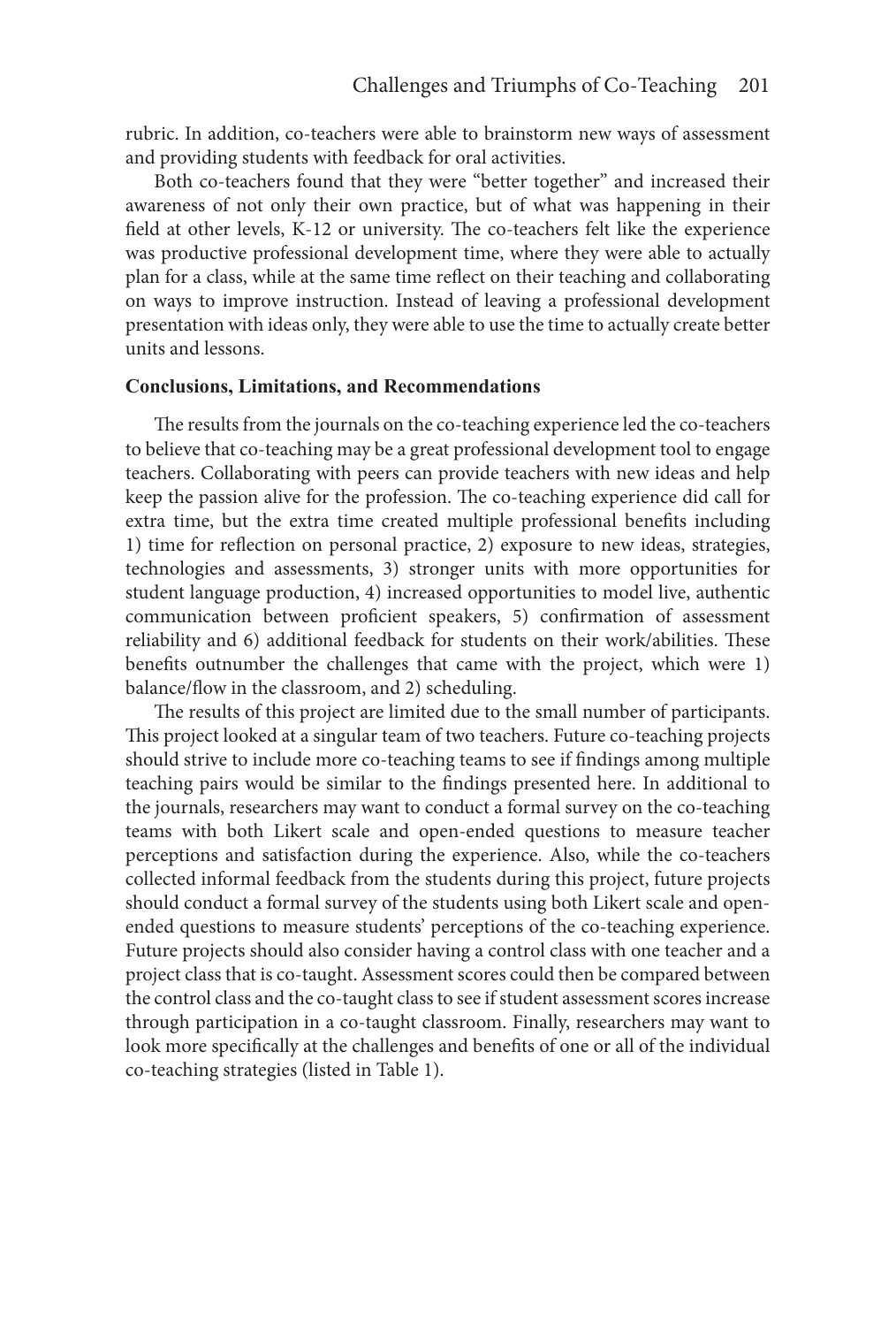rubric. In addition, co-teachers were able to brainstorm new ways of assessment and providing students with feedback for oral activities.

Both co-teachers found that they were "better together" and increased their awareness of not only their own practice, but of what was happening in their field at other levels, K-12 or university. The co-teachers felt like the experience was productive professional development time, where they were able to actually plan for a class, while at the same time reflect on their teaching and collaborating on ways to improve instruction. Instead of leaving a professional development presentation with ideas only, they were able to use the time to actually create better units and lessons.

**Conclusions, Limitations, and Recommendations**

The results from the journals on the co-teaching experience led the co-teachers to believe that co-teaching may be a great professional development tool to engage teachers. Collaborating with peers can provide teachers with new ideas and help keep the passion alive for the profession. The co-teaching experience did call for extra time, but the extra time created multiple professional benefits including 1) time for reflection on personal practice, 2) exposure to new ideas, strategies, technologies and assessments, 3) stronger units with more opportunities for student language production, 4) increased opportunities to model live, authentic communication between proficient speakers, 5) confirmation of assessment reliability and 6) additional feedback for students on their work/abilities. These benefits outnumber the challenges that came with the project, which were 1) balance/flow in the classroom, and 2) scheduling.

The results of this project are limited due to the small number of participants. This project looked at a singular team of two teachers. Future co-teaching projects should strive to include more co-teaching teams to see if findings among multiple teaching pairs would be similar to the findings presented here. In additional to the journals, researchers may want to conduct a formal survey on the co-teaching teams with both Likert scale and open-ended questions to measure teacher perceptions and satisfaction during the experience. Also, while the co-teachers collected informal feedback from the students during this project, future projects should conduct a formal survey of the students using both Likert scale and open-ended questions to measure students' perceptions of the co-teaching experience. Future projects should also consider having a control class with one teacher and a project class that is co-taught. Assessment scores could then be compared between the control class and the co-taught class to see if student assessment scores increase through participation in a co-taught classroom. Finally, researchers may want to look more specifically at the challenges and benefits of one or all of the individual co-teaching strategies (listed in Table 1).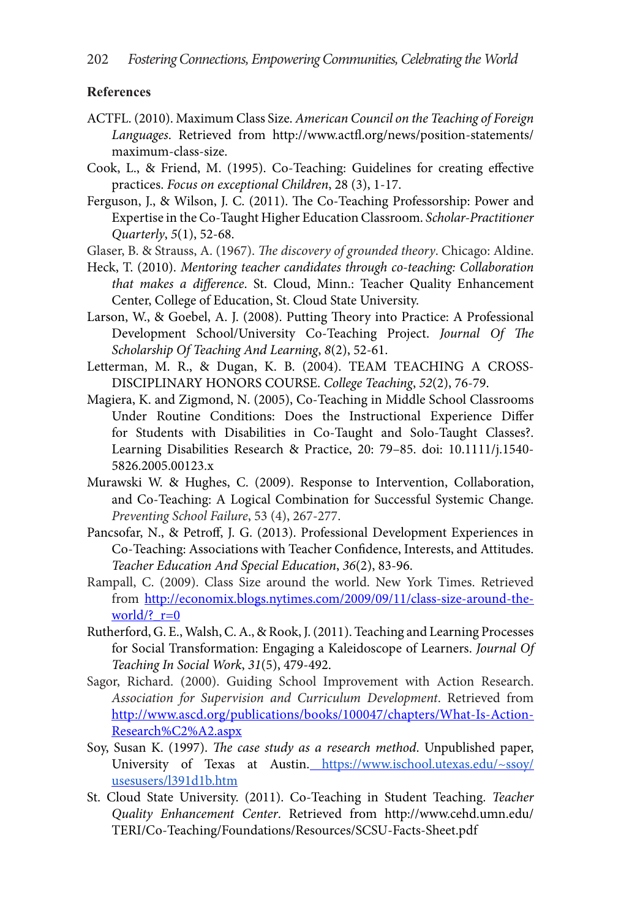**References**

ACTFL. (2010). Maximum Class Size. *American Council on the Teaching of Foreign Languages*. Retrieved from http://www.actfl.org/news/position-statements/maximum-class-size.

Cook, L., & Friend, M. (1995). Co-Teaching: Guidelines for creating effective practices. *Focus on exceptional Children*, 28 (3), 1-17.

Ferguson, J., & Wilson, J. C. (2011). The Co-Teaching Professorship: Power and Expertise in the Co-Taught Higher Education Classroom. *Scholar-Practitioner Quarterly*, *5*(1), 52-68.

Glaser, B. & Strauss, A. (1967). *The discovery of grounded theory*. Chicago: Aldine.

Heck, T. (2010). *Mentoring teacher candidates through co-teaching: Collaboration that makes a difference*. St. Cloud, Minn.: Teacher Quality Enhancement Center, College of Education, St. Cloud State University.

Larson, W., & Goebel, A. J. (2008). Putting Theory into Practice: A Professional Development School/University Co-Teaching Project. *Journal Of The Scholarship Of Teaching And Learning*, *8*(2), 52-61.

Letterman, M. R., & Dugan, K. B. (2004). TEAM TEACHING A CROSS-DISCIPLINARY HONORS COURSE. *College Teaching*, *52*(2), 76-79.

Magiera, K. and Zigmond, N. (2005), Co-Teaching in Middle School Classrooms Under Routine Conditions: Does the Instructional Experience Differ for Students with Disabilities in Co-Taught and Solo-Taught Classes?. Learning Disabilities Research & Practice, 20: 79–85. doi: 10.1111/j.1540-5826.2005.00123.x

Murawski W. & Hughes, C. (2009). Response to Intervention, Collaboration, and Co-Teaching: A Logical Combination for Successful Systemic Change. *Preventing School Failure*, 53 (4), 267-277.

Pancsofar, N., & Petroff, J. G. (2013). Professional Development Experiences in Co-Teaching: Associations with Teacher Confidence, Interests, and Attitudes. *Teacher Education And Special Education*, *36*(2), 83-96.

Rampall, C. (2009). Class Size around the world. New York Times. Retrieved from http://economix.blogs.nytimes.com/2009/09/11/class-size-around-the-world/?_r=0

Rutherford, G. E., Walsh, C. A., & Rook, J. (2011). Teaching and Learning Processes for Social Transformation: Engaging a Kaleidoscope of Learners. *Journal Of Teaching In Social Work*, *31*(5), 479-492.

Sagor, Richard. (2000). Guiding School Improvement with Action Research. *Association for Supervision and Curriculum Development*. Retrieved from http://www.ascd.org/publications/books/100047/chapters/What-Is-Action-Research%C2%A2.aspx

Soy, Susan K. (1997). *The case study as a research method*. Unpublished paper, University of Texas at Austin. https://www.ischool.utexas.edu/~ssoy/usesusers/l391d1b.htm

St. Cloud State University. (2011). Co-Teaching in Student Teaching. *Teacher Quality Enhancement Center*. Retrieved from http://www.cehd.umn.edu/TERI/Co-Teaching/Foundations/Resources/SCSU-Facts-Sheet.pdf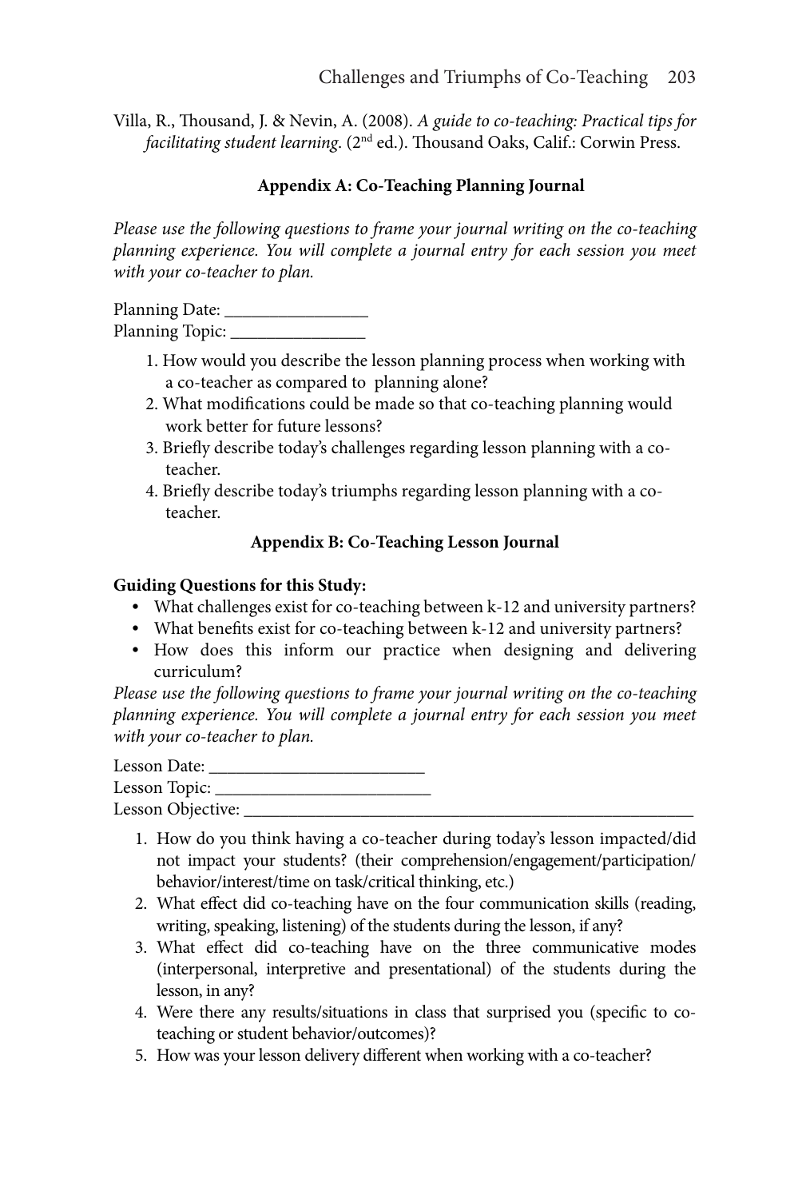Villa, R., Thousand, J. & Nevin, A. (2008). *A guide to co-teaching: Practical tips for facilitating student learning*. (2nd ed.). Thousand Oaks, Calif.: Corwin Press.

## Appendix A: Co-Teaching Planning Journal

*Please use the following questions to frame your journal writing on the co-teaching planning experience. You will complete a journal entry for each session you meet with your co-teacher to plan.*

Planning Date: ________________
Planning Topic: _______________

1. How would you describe the lesson planning process when working with a co-teacher as compared to planning alone?
2. What modifications could be made so that co-teaching planning would work better for future lessons?
3. Briefly describe today's challenges regarding lesson planning with a co-teacher.
4. Briefly describe today's triumphs regarding lesson planning with a co-teacher.

## Appendix B: Co-Teaching Lesson Journal

**Guiding Questions for this Study:**

- What challenges exist for co-teaching between k-12 and university partners?
- What benefits exist for co-teaching between k-12 and university partners?
- How does this inform our practice when designing and delivering curriculum?

*Please use the following questions to frame your journal writing on the co-teaching planning experience. You will complete a journal entry for each session you meet with your co-teacher to plan.*

Lesson Date: ________________________
Lesson Topic: ________________________
Lesson Objective: ____________________________________________________

1. How do you think having a co-teacher during today's lesson impacted/did not impact your students? (their comprehension/engagement/participation/behavior/interest/time on task/critical thinking, etc.)
2. What effect did co-teaching have on the four communication skills (reading, writing, speaking, listening) of the students during the lesson, if any?
3. What effect did co-teaching have on the three communicative modes (interpersonal, interpretive and presentational) of the students during the lesson, in any?
4. Were there any results/situations in class that surprised you (specific to co-teaching or student behavior/outcomes)?
5. How was your lesson delivery different when working with a co-teacher?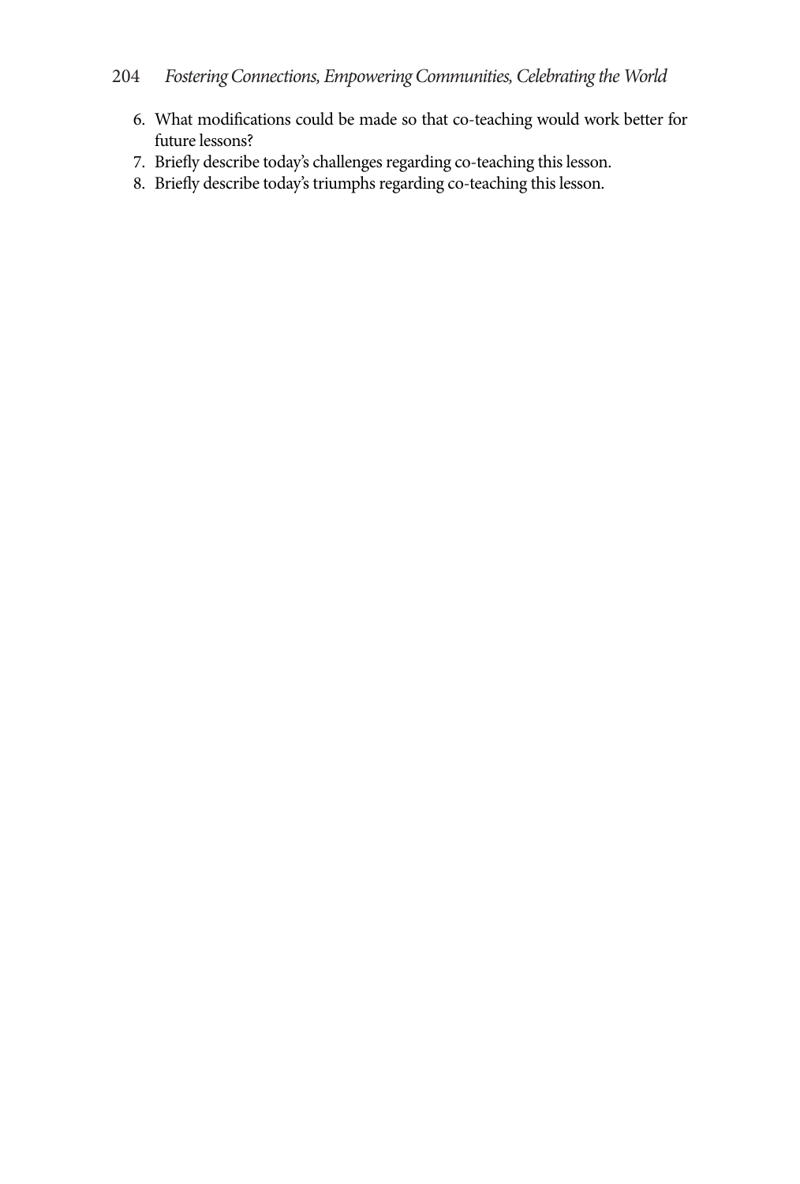6. What modifications could be made so that co-teaching would work better for future lessons?
7. Briefly describe today's challenges regarding co-teaching this lesson.
8. Briefly describe today's triumphs regarding co-teaching this lesson.